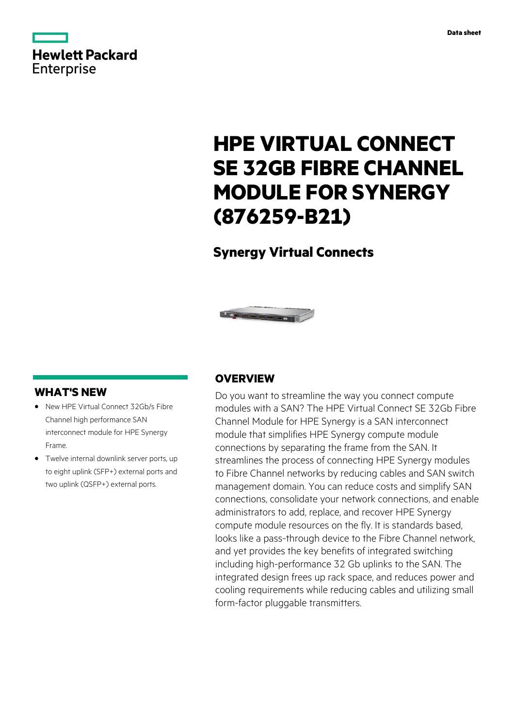Data sheet

# HPE VIRTUAL CONNECT SE 32GB FIBRE CHANNEL MODULE FOR SYNERGY (876259-B21)

## Synergy Virtual Connects

## WHAT'S NEW

- New HPE Virtual Connect 32Gb/s Fibre Channel high performance SAN interconnect module for HPE Synergy Frame.
- Twelve internal downlink server ports, up to eight uplink (SFP+) external ports and two uplink (QSFP+) external ports.

## OVERVIEW

Do you want to streamline the way you connect compute modules with a SAN? The HPE Virtual Connect SE 32Gb Fibre Channel Module for HPE Synergy is a SAN interconnect module that simplifies HPE Synergy compute module connections by separating the frame from the SAN. It streamlines the process of connecting HPE Synergy modules to Fibre Channel networks by reducing cables and SAN switch management domain. You can reduce costs and simplify SAN connections, consolidate your network connections, and enable administrators to add, replace, and recover HPE Synergy compute module resources on the fly. It is standards based, looks like a pass-through device to the Fibre Channel network, and yet provides the key benefits of integrated switching including high-performance 32 Gb uplinks to the SAN. The integrated design frees up rack space, and reduces power and cooling requirements while reducing cables and utilizing small form-factor pluggable transmitters.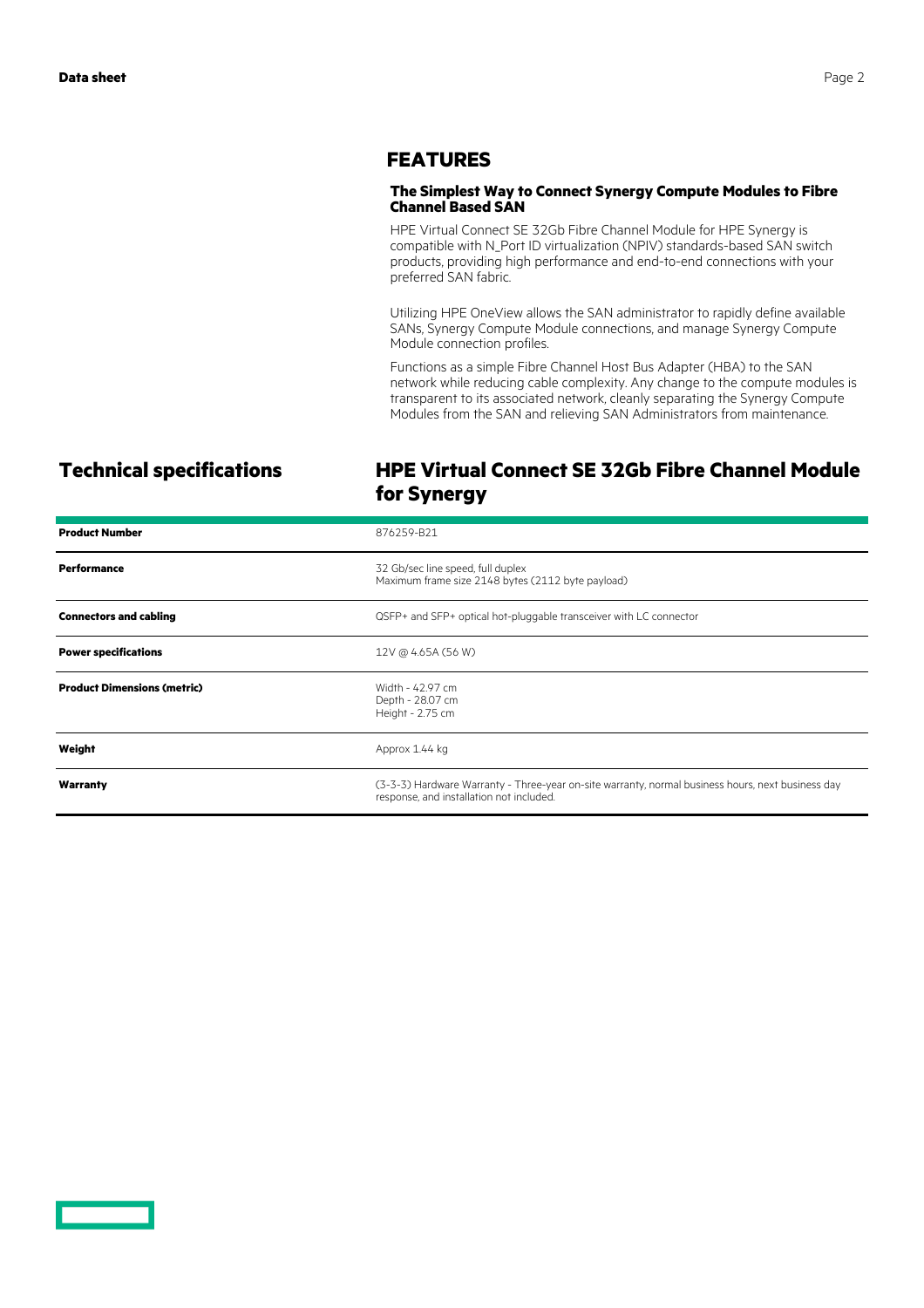## FEATURES

### The Simplest Way to Connect Synergy Compute Modules to Fibre Channel Based SAN

HPE Virtual Connect SE 32Gb Fibre Channel Module for HPE Synergy is compatible with N_Port ID virtualization (NPIV) standards-based SAN switch products, providing high performance and end-to-end connections with your preferred SAN fabric.

Utilizing HPE OneView allows the SAN administrator to rapidly define available SANs, Synergy Compute Module connections, and manage Synergy Compute Module connection profiles.

Functions as a simple Fibre Channel Host Bus Adapter (HBA) to the SAN network while reducing cable complexity. Any change to the compute modules is transparent to its associated network, cleanly separating the Synergy Compute Modules from the SAN and relieving SAN Administrators from maintenance.

## Technical specifications

## HPE Virtual Connect SE 32Gb Fibre Channel Module for Synergy

| | |
|---|---|
| **Product Number** | 876259-B21 |
| **Performance** | 32 Gb/sec line speed, full duplex<br>Maximum frame size 2148 bytes (2112 byte payload) |
| **Connectors and cabling** | QSFP+ and SFP+ optical hot-pluggable transceiver with LC connector |
| **Power specifications** | 12V @ 4.65A (56 W) |
| **Product Dimensions (metric)** | Width - 42.97 cm<br>Depth - 28.07 cm<br>Height - 2.75 cm |
| **Weight** | Approx 1.44 kg |
| **Warranty** | (3-3-3) Hardware Warranty - Three-year on-site warranty, normal business hours, next business day response, and installation not included. |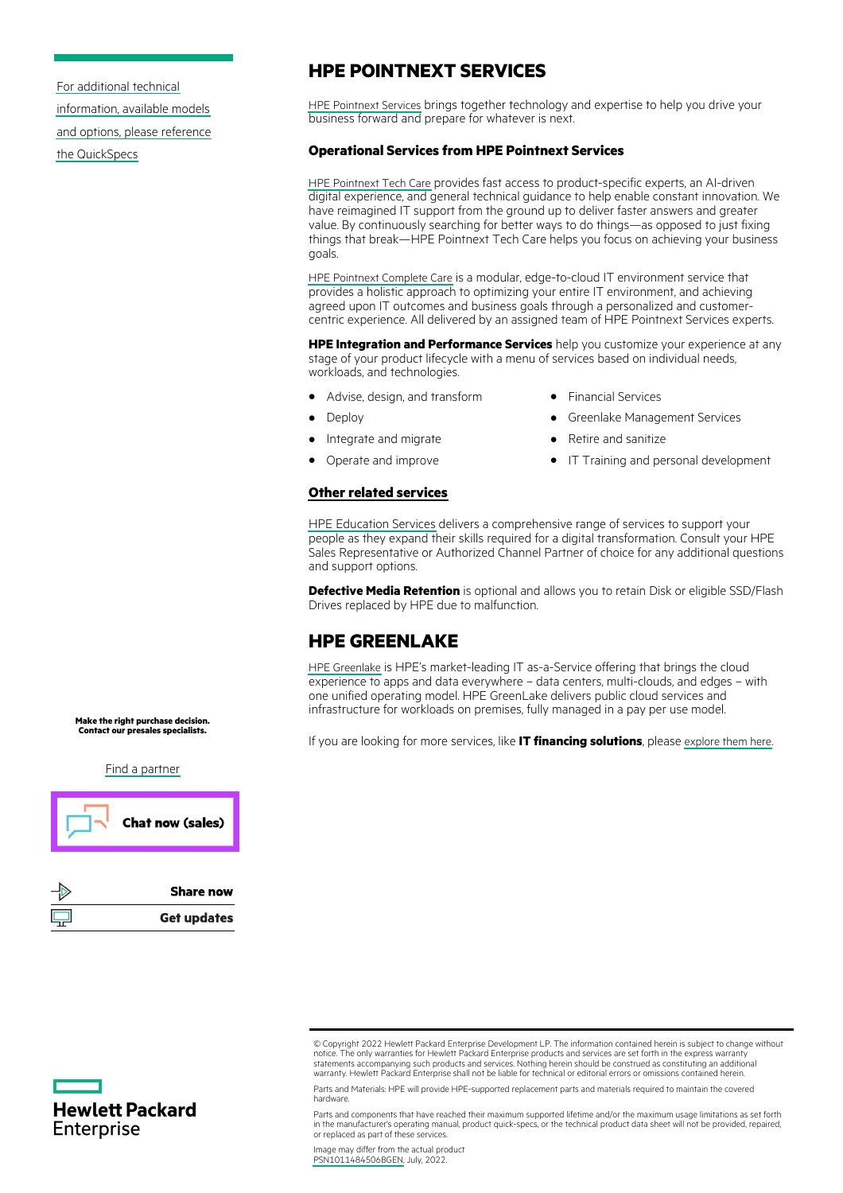For additional technical information, available models and options, please reference the QuickSpecs

## HPE POINTNEXT SERVICES

HPE Pointnext Services brings together technology and expertise to help you drive your business forward and prepare for whatever is next.

### Operational Services from HPE Pointnext Services

HPE Pointnext Tech Care provides fast access to product-specific experts, an AI-driven digital experience, and general technical guidance to help enable constant innovation. We have reimagined IT support from the ground up to deliver faster answers and greater value. By continuously searching for better ways to do things—as opposed to just fixing things that break—HPE Pointnext Tech Care helps you focus on achieving your business goals.

HPE Pointnext Complete Care is a modular, edge-to-cloud IT environment service that provides a holistic approach to optimizing your entire IT environment, and achieving agreed upon IT outcomes and business goals through a personalized and customer-centric experience. All delivered by an assigned team of HPE Pointnext Services experts.

**HPE Integration and Performance Services** help you customize your experience at any stage of your product lifecycle with a menu of services based on individual needs, workloads, and technologies.

- Advise, design, and transform
- Deploy
- Integrate and migrate
- Operate and improve
- Financial Services
- Greenlake Management Services
- Retire and sanitize
- IT Training and personal development

### Other related services

HPE Education Services delivers a comprehensive range of services to support your people as they expand their skills required for a digital transformation. Consult your HPE Sales Representative or Authorized Channel Partner of choice for any additional questions and support options.

**Defective Media Retention** is optional and allows you to retain Disk or eligible SSD/Flash Drives replaced by HPE due to malfunction.

## HPE GREENLAKE

HPE Greenlake is HPE's market-leading IT as-a-Service offering that brings the cloud experience to apps and data everywhere – data centers, multi-clouds, and edges – with one unified operating model. HPE GreenLake delivers public cloud services and infrastructure for workloads on premises, fully managed in a pay per use model.

If you are looking for more services, like **IT financing solutions**, please explore them here.

**Make the right purchase decision. Contact our presales specialists.**

Find a partner

**Chat now (sales)**

**Share now**

**Get updates**

© Copyright 2022 Hewlett Packard Enterprise Development LP. The information contained herein is subject to change without notice. The only warranties for Hewlett Packard Enterprise products and services are set forth in the express warranty statements accompanying such products and services. Nothing herein should be construed as constituting an additional warranty. Hewlett Packard Enterprise shall not be liable for technical or editorial errors or omissions contained herein.

Parts and Materials: HPE will provide HPE-supported replacement parts and materials required to maintain the covered hardware.

Parts and components that have reached their maximum supported lifetime and/or the maximum usage limitations as set forth in the manufacturer's operating manual, product quick-specs, or the technical product data sheet will not be provided, repaired, or replaced as part of these services.

Image may differ from the actual product

PSN1011484506BGEN, July, 2022.

**Hewlett Packard** Enterprise